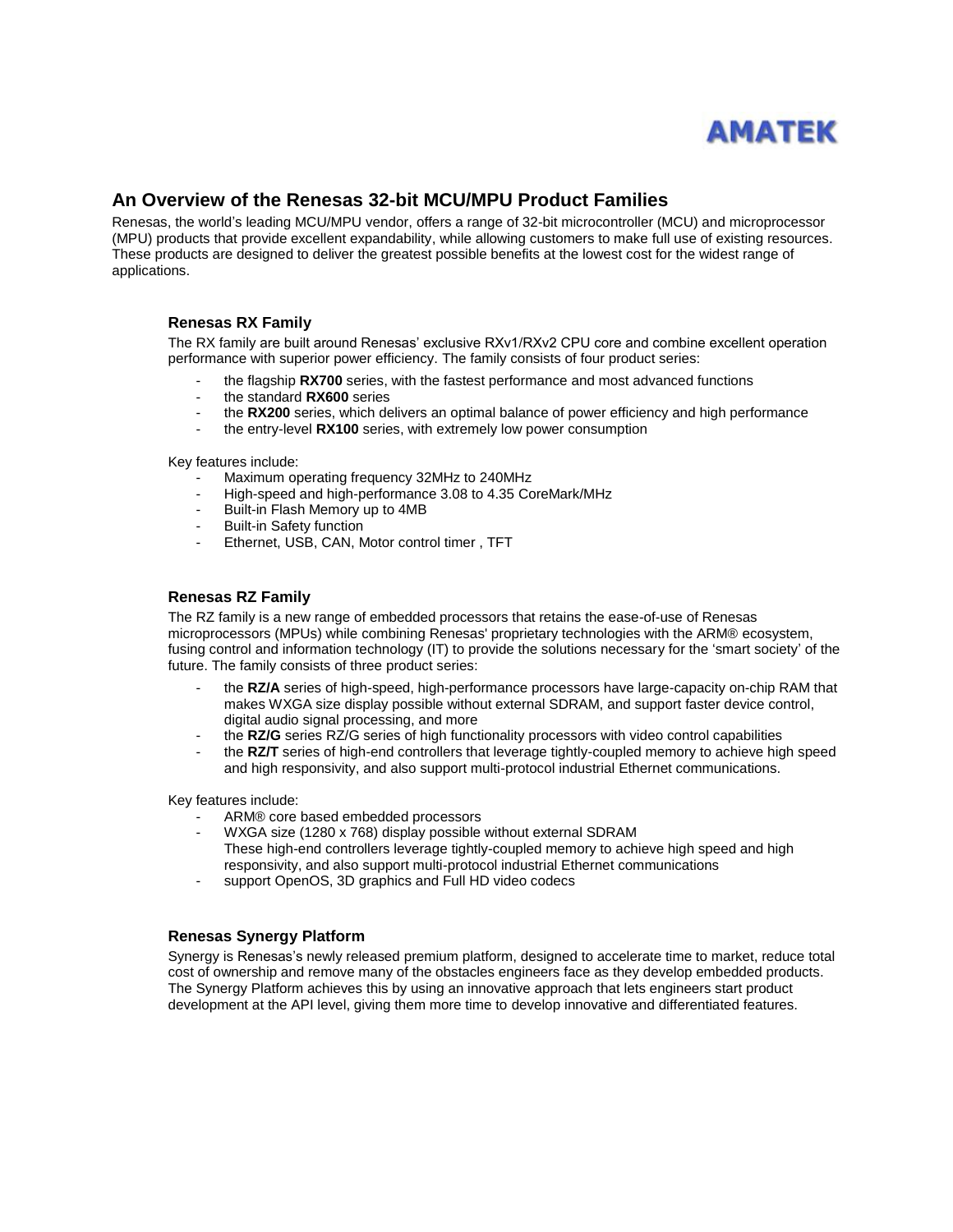AMATEK

# An Overview of the Renesas 32-bit MCU/MPU Product Families

Renesas, the world's leading MCU/MPU vendor, offers a range of 32-bit microcontroller (MCU) and microprocessor (MPU) products that provide excellent expandability, while allowing customers to make full use of existing resources. These products are designed to deliver the greatest possible benefits at the lowest cost for the widest range of applications.

## Renesas RX Family

The RX family are built around Renesas' exclusive RXv1/RXv2 CPU core and combine excellent operation performance with superior power efficiency. The family consists of four product series:

- the flagship **RX700** series, with the fastest performance and most advanced functions
- the standard **RX600** series
- the **RX200** series, which delivers an optimal balance of power efficiency and high performance
- the entry-level **RX100** series, with extremely low power consumption

Key features include:

- Maximum operating frequency 32MHz to 240MHz
- High-speed and high-performance 3.08 to 4.35 CoreMark/MHz
- Built-in Flash Memory up to 4MB
- Built-in Safety function
- Ethernet, USB, CAN, Motor control timer , TFT

## Renesas RZ Family

The RZ family is a new range of embedded processors that retains the ease-of-use of Renesas microprocessors (MPUs) while combining Renesas' proprietary technologies with the ARM® ecosystem, fusing control and information technology (IT) to provide the solutions necessary for the 'smart society' of the future. The family consists of three product series:

- the **RZ/A** series of high-speed, high-performance processors have large-capacity on-chip RAM that makes WXGA size display possible without external SDRAM, and support faster device control, digital audio signal processing, and more
- the **RZ/G** series RZ/G series of high functionality processors with video control capabilities
- the **RZ/T** series of high-end controllers that leverage tightly-coupled memory to achieve high speed and high responsivity, and also support multi-protocol industrial Ethernet communications.

Key features include:

- ARM® core based embedded processors
- WXGA size (1280 x 768) display possible without external SDRAM
  These high-end controllers leverage tightly-coupled memory to achieve high speed and high responsivity, and also support multi-protocol industrial Ethernet communications
- support OpenOS, 3D graphics and Full HD video codecs

## Renesas Synergy Platform

Synergy is Renesas's newly released premium platform, designed to accelerate time to market, reduce total cost of ownership and remove many of the obstacles engineers face as they develop embedded products. The Synergy Platform achieves this by using an innovative approach that lets engineers start product development at the API level, giving them more time to develop innovative and differentiated features.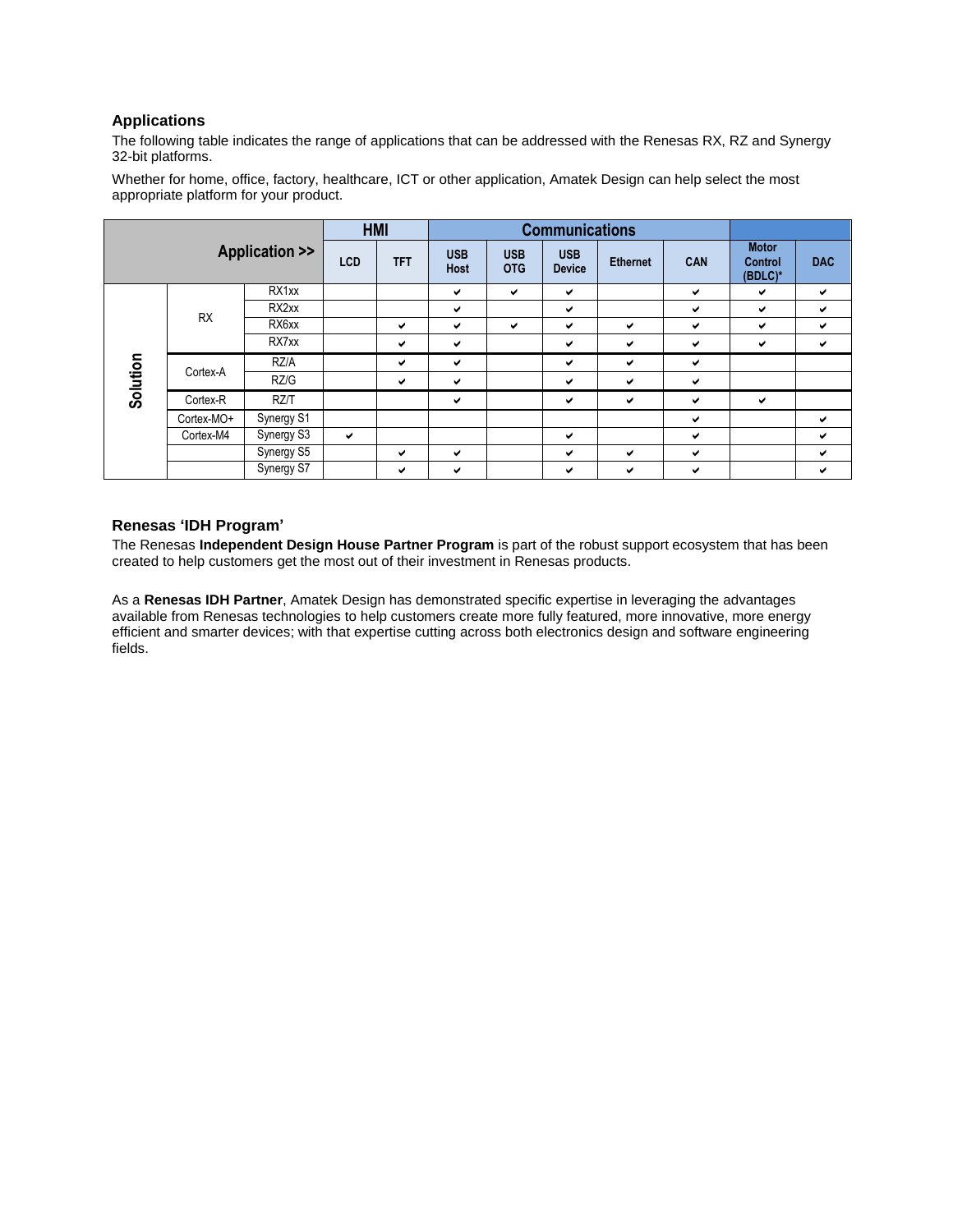### Applications

The following table indicates the range of applications that can be addressed with the Renesas RX, RZ and Synergy 32-bit platforms.

Whether for home, office, factory, healthcare, ICT or other application, Amatek Design can help select the most appropriate platform for your product.

| Application >> | | | HMI | | Communications | | | | | | |
|---|---|---|---|---|---|---|---|---|---|---|---|
| | | | LCD | TFT | USB Host | USB OTG | USB Device | Ethernet | CAN | Motor Control (BDLC)* | DAC |
| Solution | RX | RX1xx | | | ✔ | ✔ | ✔ | | ✔ | ✔ | ✔ |
| | | RX2xx | | | ✔ | | ✔ | | ✔ | ✔ | ✔ |
| | | RX6xx | | ✔ | ✔ | ✔ | ✔ | ✔ | ✔ | ✔ | ✔ |
| | | RX7xx | | ✔ | ✔ | | ✔ | ✔ | ✔ | ✔ | ✔ |
| | Cortex-A | RZ/A | | ✔ | ✔ | | ✔ | ✔ | ✔ | | |
| | | RZ/G | | ✔ | ✔ | | ✔ | ✔ | ✔ | | |
| | Cortex-R | RZ/T | | | ✔ | | ✔ | ✔ | ✔ | ✔ | |
| | Cortex-MO+ | Synergy S1 | | | | | | | ✔ | | ✔ |
| | Cortex-M4 | Synergy S3 | ✔ | | | | ✔ | | ✔ | | ✔ |
| | | Synergy S5 | | ✔ | ✔ | | ✔ | ✔ | ✔ | | ✔ |
| | | Synergy S7 | | ✔ | ✔ | | ✔ | ✔ | ✔ | | ✔ |

### Renesas 'IDH Program'

The Renesas **Independent Design House Partner Program** is part of the robust support ecosystem that has been created to help customers get the most out of their investment in Renesas products.

As a **Renesas IDH Partner**, Amatek Design has demonstrated specific expertise in leveraging the advantages available from Renesas technologies to help customers create more fully featured, more innovative, more energy efficient and smarter devices; with that expertise cutting across both electronics design and software engineering fields.